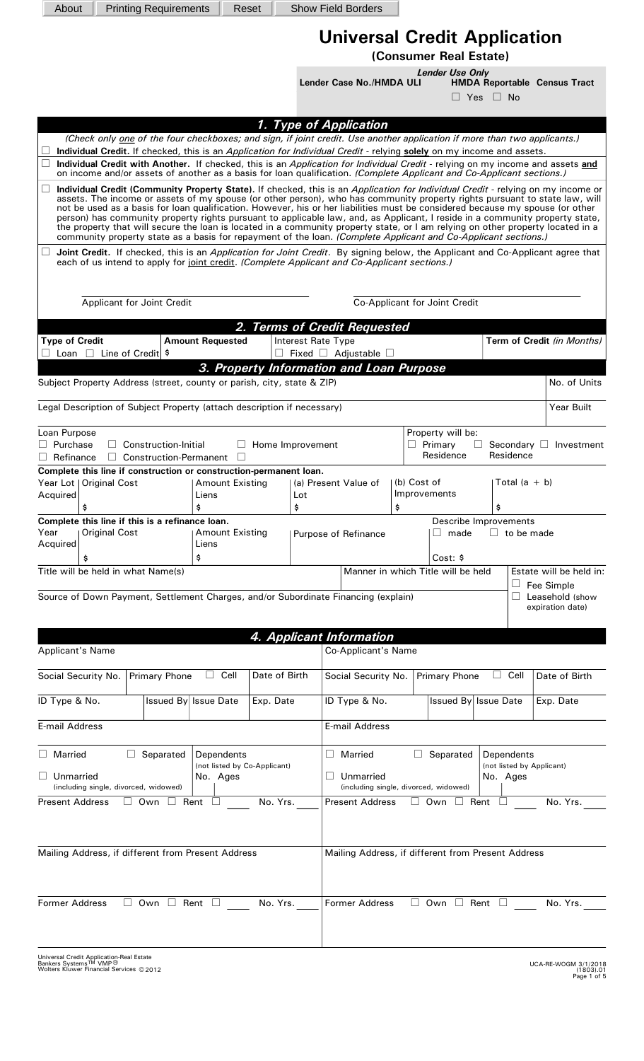About | Printing Requirements | Reset | Show Field Borders

# Universal Credit Application

**(Consumer Real Estate)**

| Lender Case No./HMDA ULI | *Lender Use Only* HMDA Reportable Census Tract |
|---|---|
| | ☐ Yes ☐ No |

## 1. Type of Application

*(Check only one of the four checkboxes; and sign, if joint credit. Use another application if more than two applicants.)*

☐ **Individual Credit.** If checked, this is an *Application for Individual Credit* - relying **solely** on my income and assets.

☐ **Individual Credit with Another.** If checked, this is an *Application for Individual Credit* - relying on my income and assets **and** on income and/or assets of another as a basis for loan qualification. *(Complete Applicant and Co-Applicant sections.)*

☐ **Individual Credit (Community Property State).** If checked, this is an *Application for Individual Credit* - relying on my income or assets. The income or assets of my spouse (or other person), who has community property rights pursuant to state law, will not be used as a basis for loan qualification. However, his or her liabilities must be considered because my spouse (or other person) has community property rights pursuant to applicable law, and, as Applicant, I reside in a community property state, the property that will secure the loan is located in a community property state, or I am relying on other property located in a community property state as a basis for repayment of the loan. *(Complete Applicant and Co-Applicant sections.)*

☐ **Joint Credit.** If checked, this is an *Application for Joint Credit*. By signing below, the Applicant and Co-Applicant agree that each of us intend to apply for joint credit. *(Complete Applicant and Co-Applicant sections.)*

Applicant for Joint Credit ______________________ Co-Applicant for Joint Credit ______________________

## 2. Terms of Credit Requested

| Type of Credit | Amount Requested | Interest Rate Type | Term of Credit *(in Months)* |
|---|---|---|---|
| ☐ Loan ☐ Line of Credit | $ | ☐ Fixed ☐ Adjustable ☐ | |

## 3. Property Information and Loan Purpose

| Subject Property Address (street, county or parish, city, state & ZIP) | No. of Units |
|---|---|
| | |
| **Legal Description of Subject Property (attach description if necessary)** | **Year Built** |
| | |

| Loan Purpose | Property will be: |
|---|---|
| ☐ Purchase ☐ Construction-Initial ☐ Home Improvement ☐ Refinance ☐ Construction-Permanent ☐ | ☐ Primary Residence ☐ Secondary Residence ☐ Investment |

**Complete this line if construction or construction-permanent loan.**

| Year Lot Acquired | Original Cost | Amount Existing Liens | (a) Present Value of Lot | (b) Cost of Improvements | Total (a + b) |
|---|---|---|---|---|---|
| | $ | $ | $ | $ | $ |

**Complete this line if this is a refinance loan.**

| Year Acquired | Original Cost | Amount Existing Liens | Purpose of Refinance | Describe Improvements ☐ made ☐ to be made |
|---|---|---|---|---|
| | $ | $ | | Cost: $ |

| Title will be held in what Name(s) | Manner in which Title will be held | Estate will be held in: |
|---|---|---|
| | | ☐ Fee Simple |
| **Source of Down Payment, Settlement Charges, and/or Subordinate Financing (explain)** | | ☐ Leasehold (show expiration date) |

## 4. Applicant Information

| Applicant's Name | | | | Co-Applicant's Name | | | |
|---|---|---|---|---|---|---|---|
| Social Security No. | Primary Phone | ☐ Cell | Date of Birth | Social Security No. | Primary Phone | ☐ Cell | Date of Birth |
| ID Type & No. | Issued By | Issue Date | Exp. Date | ID Type & No. | Issued By | Issue Date | Exp. Date |
| E-mail Address | | | | E-mail Address | | | |
| ☐ Married ☐ Separated ☐ Unmarried (including single, divorced, widowed) | | Dependents (not listed by Co-Applicant) No. Ages | | ☐ Married ☐ Separated ☐ Unmarried (including single, divorced, widowed) | | Dependents (not listed by Applicant) No. Ages | |
| Present Address ☐ Own ☐ Rent ☐ ____ No. Yrs. ____ | | | | Present Address ☐ Own ☐ Rent ☐ ____ No. Yrs. ____ | | | |
| Mailing Address, if different from Present Address | | | | Mailing Address, if different from Present Address | | | |
| Former Address ☐ Own ☐ Rent ☐ ____ No. Yrs. ____ | | | | Former Address ☐ Own ☐ Rent ☐ ____ No. Yrs. ____ | | | |

Universal Credit Application-Real Estate
Bankers Systems™ VMP®
Wolters Kluwer Financial Services © 2012

UCA-RE-WOGM 3/1/2018
(1803).01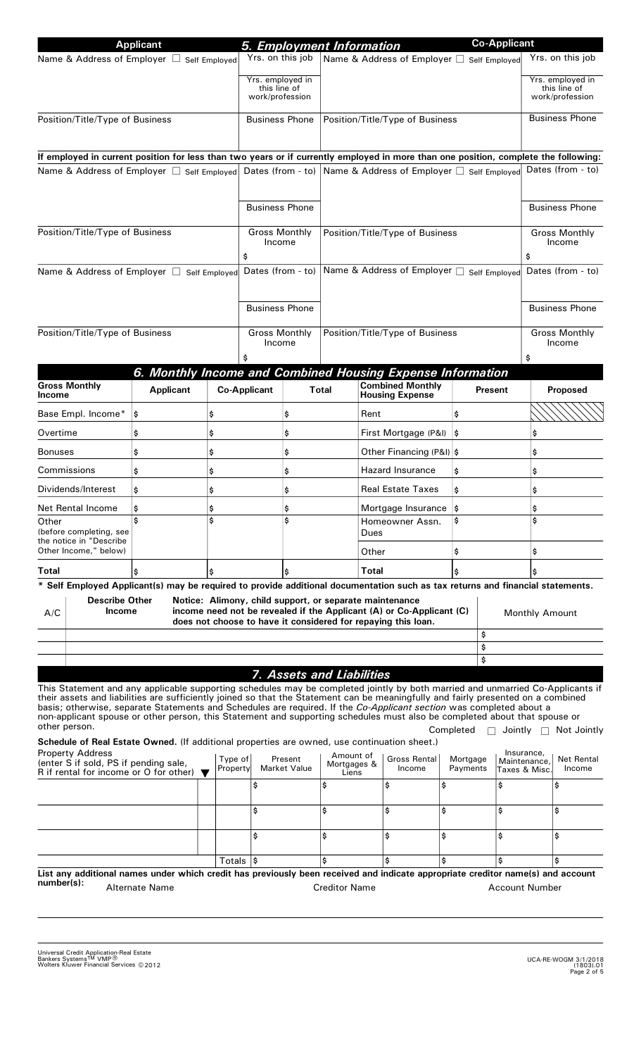## 5. Employment Information

| Applicant | | Co-Applicant | |
|---|---|---|---|
| Name & Address of Employer ☐ Self Employed | Yrs. on this job | Name & Address of Employer ☐ Self Employed | Yrs. on this job |
| | Yrs. employed in this line of work/profession | | Yrs. employed in this line of work/profession |
| Position/Title/Type of Business | Business Phone | Position/Title/Type of Business | Business Phone |

**If employed in current position for less than two years or if currently employed in more than one position, complete the following:**

| Applicant | | Co-Applicant | |
|---|---|---|---|
| Name & Address of Employer ☐ Self Employed | Dates (from - to) | Name & Address of Employer ☐ Self Employed | Dates (from - to) |
| | Business Phone | | Business Phone |
| Position/Title/Type of Business | Gross Monthly Income $ | Position/Title/Type of Business | Gross Monthly Income $ |
| Name & Address of Employer ☐ Self Employed | Dates (from - to) | Name & Address of Employer ☐ Self Employed | Dates (from - to) |
| | Business Phone | | Business Phone |
| Position/Title/Type of Business | Gross Monthly Income $ | Position/Title/Type of Business | Gross Monthly Income $ |

## 6. Monthly Income and Combined Housing Expense Information

| Gross Monthly Income | Applicant | Co-Applicant | Total | Combined Monthly Housing Expense | Present | Proposed |
|---|---|---|---|---|---|---|
| Base Empl. Income* | $ | $ | $ | Rent | $ | |
| Overtime | $ | $ | $ | First Mortgage (P&I) | $ | $ |
| Bonuses | $ | $ | $ | Other Financing (P&I) | $ | $ |
| Commissions | $ | $ | $ | Hazard Insurance | $ | $ |
| Dividends/Interest | $ | $ | $ | Real Estate Taxes | $ | $ |
| Net Rental Income | $ | $ | $ | Mortgage Insurance | $ | $ |
| Other (before completing, see the notice in "Describe Other Income," below) | $ | $ | $ | Homeowner Assn. Dues | $ | $ |
| | | | | Other | $ | $ |
| Total | $ | $ | $ | Total | $ | $ |

**\* Self Employed Applicant(s) may be required to provide additional documentation such as tax returns and financial statements.**

| A/C | Describe Other Income | Notice: Alimony, child support, or separate maintenance income need not be revealed if the Applicant (A) or Co-Applicant (C) does not choose to have it considered for repaying this loan. | Monthly Amount |
|---|---|---|---|
| | | | $ |
| | | | $ |
| | | | $ |

## 7. Assets and Liabilities

This Statement and any applicable supporting schedules may be completed jointly by both married and unmarried Co-Applicants if their assets and liabilities are sufficiently joined so that the Statement can be meaningfully and fairly presented on a combined basis; otherwise, separate Statements and Schedules are required. If the *Co-Applicant section* was completed about a non-applicant spouse or other person, this Statement and supporting schedules must also be completed about that spouse or other person.

Completed ☐ Jointly ☐ Not Jointly

**Schedule of Real Estate Owned.** (If additional properties are owned, use continuation sheet.)

| Property Address (enter S if sold, PS if pending sale, R if rental for income or O for other) ▼ | | Type of Property | Present Market Value | Amount of Mortgages & Liens | Gross Rental Income | Mortgage Payments | Insurance, Maintenance, Taxes & Misc. | Net Rental Income |
|---|---|---|---|---|---|---|---|---|
| | | | $ | $ | $ | $ | $ | $ |
| | | | $ | $ | $ | $ | $ | $ |
| | | | $ | $ | $ | $ | $ | $ |
| | | Totals | $ | $ | $ | $ | $ | $ |

**List any additional names under which credit has previously been received and indicate appropriate creditor name(s) and account number(s):**

| Alternate Name | Creditor Name | Account Number |
|---|---|---|
| | | |

Universal Credit Application-Real Estate
Bankers Systems™ VMP®
Wolters Kluwer Financial Services © 2012

UCA-RE-WOGM 3/1/2018
(1803).01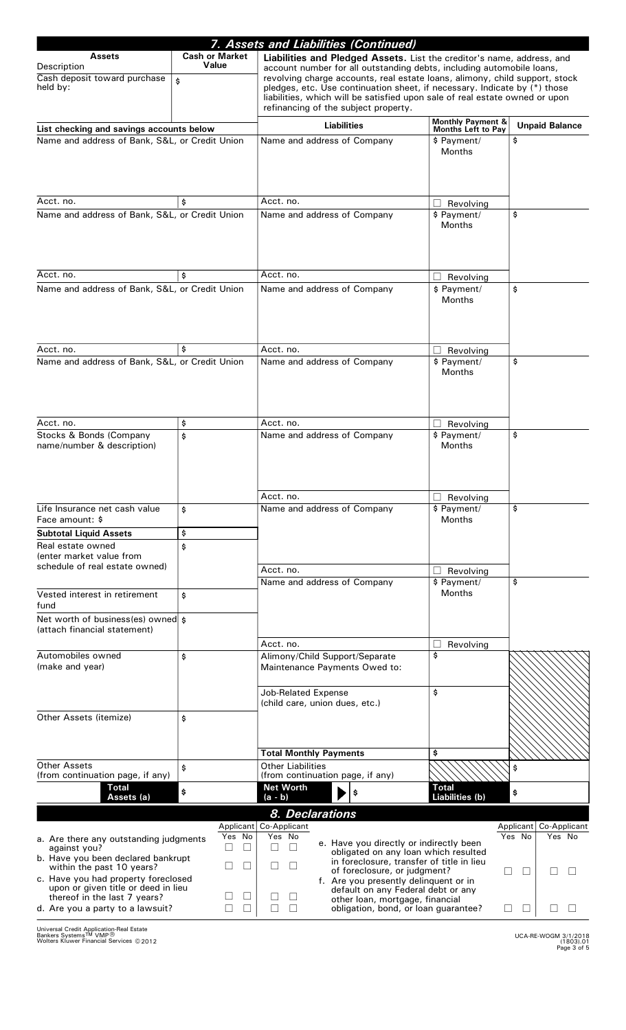## 7. Assets and Liabilities (Continued)

| Assets Description | Cash or Market Value | Liabilities | Monthly Payment & Months Left to Pay | Unpaid Balance |
|---|---|---|---|---|
| Cash deposit toward purchase held by: | $ | **Liabilities and Pledged Assets.** List the creditor's name, address, and account number for all outstanding debts, including automobile loans, revolving charge accounts, real estate loans, alimony, child support, stock pledges, etc. Use continuation sheet, if necessary. Indicate by (*) those liabilities, which will be satisfied upon sale of real estate owned or upon refinancing of the subject property. | | |
| **List checking and savings accounts below** | | | | |
| Name and address of Bank, S&L, or Credit Union | | Name and address of Company | $ Payment/ Months | $ |
| Acct. no. | $ | Acct. no. | ☐ Revolving | |
| Name and address of Bank, S&L, or Credit Union | | Name and address of Company | $ Payment/ Months | $ |
| Acct. no. | $ | Acct. no. | ☐ Revolving | |
| Name and address of Bank, S&L, or Credit Union | | Name and address of Company | $ Payment/ Months | $ |
| Acct. no. | $ | Acct. no. | ☐ Revolving | |
| Name and address of Bank, S&L, or Credit Union | | Name and address of Company | $ Payment/ Months | $ |
| Acct. no. | $ | Acct. no. | ☐ Revolving | |
| Stocks & Bonds (Company name/number & description) | $ | Name and address of Company | $ Payment/ Months | $ |
| | | Acct. no. | ☐ Revolving | |
| Life Insurance net cash value<br>Face amount: $ | $ | Name and address of Company | $ Payment/ Months | $ |
| **Subtotal Liquid Assets** | $ | | | |
| Real estate owned (enter market value from schedule of real estate owned) | $ | | | |
| | | Acct. no. | ☐ Revolving | |
| Vested interest in retirement fund | $ | Name and address of Company | $ Payment/ Months | $ |
| Net worth of business(es) owned (attach financial statement) | $ | | | |
| | | Acct. no. | ☐ Revolving | |
| Automobiles owned (make and year) | $ | Alimony/Child Support/Separate Maintenance Payments Owed to: | $ | |
| | | Job-Related Expense (child care, union dues, etc.) | $ | |
| Other Assets (itemize) | $ | | | |
| | | **Total Monthly Payments** | $ | |
| Other Assets (from continuation page, if any) | $ | Other Liabilities (from continuation page, if any) | | $ |
| **Total Assets (a)** | $ | **Net Worth (a - b)** ▶ $ | **Total Liabilities (b)** | $ |

## 8. Declarations

| | Applicant Yes | Applicant No | Co-Applicant Yes | Co-Applicant No |
|---|---|---|---|---|
| a. Are there any outstanding judgments against you? | ☐ | ☐ | ☐ | ☐ |
| b. Have you been declared bankrupt within the past 10 years? | ☐ | ☐ | ☐ | ☐ |
| c. Have you had property foreclosed upon or given title or deed in lieu thereof in the last 7 years? | ☐ | ☐ | ☐ | ☐ |
| d. Are you a party to a lawsuit? | ☐ | ☐ | ☐ | ☐ |
| e. Have you directly or indirectly been obligated on any loan which resulted in foreclosure, transfer of title in lieu of foreclosure, or judgment? | ☐ | ☐ | ☐ | ☐ |
| f. Are you presently delinquent or in default on any Federal debt or any other loan, mortgage, financial obligation, bond, or loan guarantee? | ☐ | ☐ | ☐ | ☐ |

Universal Credit Application-Real Estate
Bankers Systems™ VMP®
Wolters Kluwer Financial Services © 2012

UCA-RE-WOGM 3/1/2018
(1803).01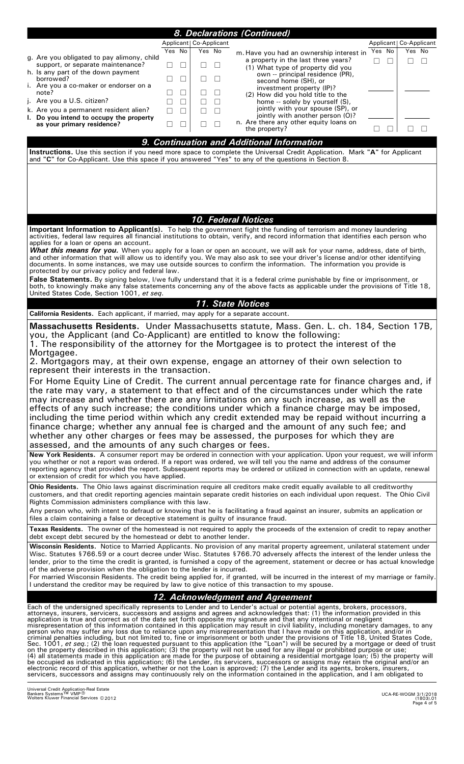## 8. Declarations (Continued)

| | Applicant Yes | Applicant No | Co-Applicant Yes | Co-Applicant No |
|---|---|---|---|---|
| g. Are you obligated to pay alimony, child support, or separate maintenance? | ☐ | ☐ | ☐ | ☐ |
| h. Is any part of the down payment borrowed? | ☐ | ☐ | ☐ | ☐ |
| i. Are you a co-maker or endorser on a note? | ☐ | ☐ | ☐ | ☐ |
| j. Are you a U.S. citizen? | ☐ | ☐ | ☐ | ☐ |
| k. Are you a permanent resident alien? | ☐ | ☐ | ☐ | ☐ |
| l. Do you intend to occupy the property as your primary residence? | ☐ | ☐ | ☐ | ☐ |

| | Applicant Yes | Applicant No | Co-Applicant Yes | Co-Applicant No |
|---|---|---|---|---|
| m. Have you had an ownership interest in a property in the last three years? | ☐ | ☐ | ☐ | ☐ |
| (1) What type of property did you own -- principal residence (PR), second home (SH), or investment property (IP)? | ______ | | ______ | |
| (2) How did you hold title to the home -- solely by yourself (S), jointly with your spouse (SP), or jointly with another person (O)? | ______ | | ______ | |
| n. Are there any other equity loans on the property? | ☐ | ☐ | ☐ | ☐ |

## 9. Continuation and Additional Information

**Instructions.** Use this section if you need more space to complete the Universal Credit Application. Mark "**A**" for Applicant and "**C**" for Co-Applicant. Use this space if you answered "Yes" to any of the questions in Section 8.

## 10. Federal Notices

**Important Information to Applicant(s).** To help the government fight the funding of terrorism and money laundering activities, federal law requires all financial institutions to obtain, verify, and record information that identifies each person who applies for a loan or opens an account.

***What this means for you.*** When you apply for a loan or open an account, we will ask for your name, address, date of birth, and other information that will allow us to identify you. We may also ask to see your driver's license and/or other identifying documents. In some instances, we may use outside sources to confirm the information. The information you provide is protected by our privacy policy and federal law.

**False Statements.** By signing below, I/we fully understand that it is a federal crime punishable by fine or imprisonment, or both, to knowingly make any false statements concerning any of the above facts as applicable under the provisions of Title 18, United States Code, Section 1001, *et seq.*

## 11. State Notices

**California Residents.** Each applicant, if married, may apply for a separate account.

**Massachusetts Residents.** Under Massachusetts statute, Mass. Gen. L. ch. 184, Section 17B, you, the Applicant (and Co-Applicant) are entitled to know the following:
1. The responsibility of the attorney for the Mortgagee is to protect the interest of the Mortgagee.
2. Mortgagors may, at their own expense, engage an attorney of their own selection to represent their interests in the transaction.

For Home Equity Line of Credit. The current annual percentage rate for finance charges and, if the rate may vary, a statement to that effect and of the circumstances under which the rate may increase and whether there are any limitations on any such increase, as well as the effects of any such increase; the conditions under which a finance charge may be imposed, including the time period within which any credit extended may be repaid without incurring a finance charge; whether any annual fee is charged and the amount of any such fee; and whether any other charges or fees may be assessed, the purposes for which they are assessed, and the amounts of any such charges or fees.

**New York Residents.** A consumer report may be ordered in connection with your application. Upon your request, we will inform you whether or not a report was ordered. If a report was ordered, we will tell you the name and address of the consumer reporting agency that provided the report. Subsequent reports may be ordered or utilized in connection with an update, renewal or extension of credit for which you have applied.

**Ohio Residents.** The Ohio laws against discrimination require all creditors make credit equally available to all creditworthy customers, and that credit reporting agencies maintain separate credit histories on each individual upon request. The Ohio Civil Rights Commission administers compliance with this law.

Any person who, with intent to defraud or knowing that he is facilitating a fraud against an insurer, submits an application or files a claim containing a false or deceptive statement is guilty of insurance fraud.

**Texas Residents.** The owner of the homestead is not required to apply the proceeds of the extension of credit to repay another debt except debt secured by the homestead or debt to another lender.

**Wisconsin Residents.** Notice to Married Applicants. No provision of any marital property agreement, unilateral statement under Wisc. Statutes §766.59 or a court decree under Wisc. Statutes §766.70 adversely affects the interest of the lender unless the lender, prior to the time the credit is granted, is furnished a copy of the agreement, statement or decree or has actual knowledge of the adverse provision when the obligation to the lender is incurred.

For married Wisconsin Residents. The credit being applied for, if granted, will be incurred in the interest of my marriage or family. I understand the creditor may be required by law to give notice of this transaction to my spouse.

## 12. Acknowledgment and Agreement

Each of the undersigned specifically represents to Lender and to Lender's actual or potential agents, brokers, processors, attorneys, insurers, servicers, successors and assigns and agrees and acknowledges that: (1) the information provided in this application is true and correct as of the date set forth opposite my signature and that any intentional or negligent misrepresentation of this information contained in this application may result in civil liability, including monetary damages, to any person who may suffer any loss due to reliance upon any misrepresentation that I have made on this application, and/or in criminal penalties including, but not limited to, fine or imprisonment or both under the provisions of Title 18, United States Code, Sec. 1001, *et seq.*; (2) the loan requested pursuant to this application (the "Loan") will be secured by a mortgage or deed of trust on the property described in this application; (3) the property will not be used for any illegal or prohibited purpose or use; (4) all statements made in this application are made for the purpose of obtaining a residential mortgage loan; (5) the property will be occupied as indicated in this application; (6) the Lender, its servicers, successors or assigns may retain the original and/or an electronic record of this application, whether or not the Loan is approved; (7) the Lender and its agents, brokers, insurers, servicers, successors and assigns may continuously rely on the information contained in the application, and I am obligated to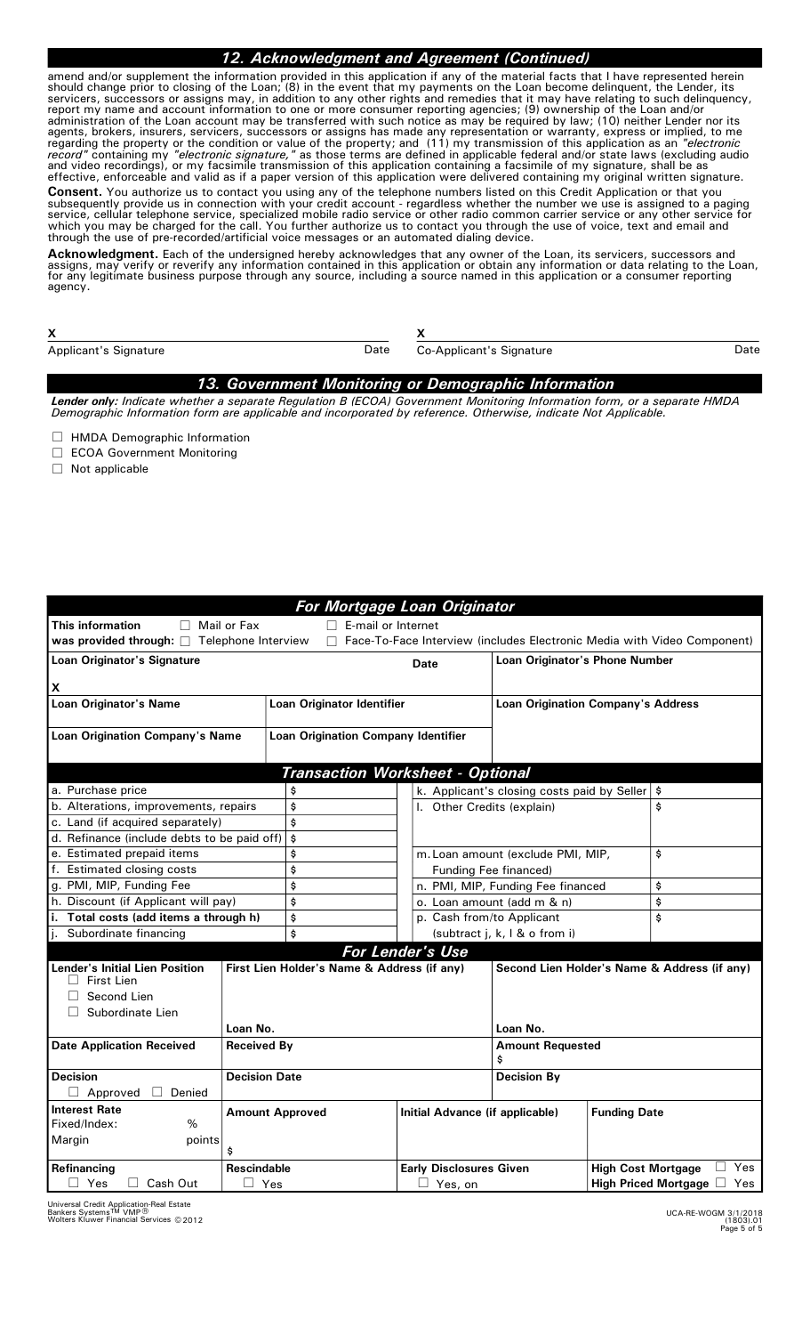## 12. Acknowledgment and Agreement (Continued)

amend and/or supplement the information provided in this application if any of the material facts that I have represented herein should change prior to closing of the Loan; (8) in the event that my payments on the Loan become delinquent, the Lender, its servicers, successors or assigns may, in addition to any other rights and remedies that it may have relating to such delinquency, report my name and account information to one or more consumer reporting agencies; (9) ownership of the Loan and/or administration of the Loan account may be transferred with such notice as may be required by law; (10) neither Lender nor its agents, brokers, insurers, servicers, successors or assigns has made any representation or warranty, express or implied, to me regarding the property or the condition or value of the property; and (11) my transmission of this application as an *"electronic record"* containing my *"electronic signature,"* as those terms are defined in applicable federal and/or state laws (excluding audio and video recordings), or my facsimile transmission of this application containing a facsimile of my signature, shall be as effective, enforceable and valid as if a paper version of this application were delivered containing my original written signature.

**Consent.** You authorize us to contact you using any of the telephone numbers listed on this Credit Application or that you subsequently provide us in connection with your credit account - regardless whether the number we use is assigned to a paging service, cellular telephone service, specialized mobile radio service or other radio common carrier service or any other service for which you may be charged for the call. You further authorize us to contact you through the use of voice, text and email and through the use of pre-recorded/artificial voice messages or an automated dialing device.

**Acknowledgment.** Each of the undersigned hereby acknowledges that any owner of the Loan, its servicers, successors and assigns, may verify or reverify any information contained in this application or obtain any information or data relating to the Loan, for any legitimate business purpose through any source, including a source named in this application or a consumer reporting agency.

| **X** | | **X** | |
|---|---|---|---|
| Applicant's Signature | Date | Co-Applicant's Signature | Date |

## 13. Government Monitoring or Demographic Information

***Lender only:*** *Indicate whether a separate Regulation B (ECOA) Government Monitoring Information form, or a separate HMDA Demographic Information form are applicable and incorporated by reference. Otherwise, indicate Not Applicable.*

- ☐ HMDA Demographic Information
- ☐ ECOA Government Monitoring
- ☐ Not applicable

## For Mortgage Loan Originator

**This information was provided through:** ☐ Mail or Fax ☐ E-mail or Internet ☐ Telephone Interview ☐ Face-To-Face Interview (includes Electronic Media with Video Component)

| **Loan Originator's Signature** | | **Date** | **Loan Originator's Phone Number** |
|---|---|---|---|
| **X** | | | |
| **Loan Originator's Name** | **Loan Originator Identifier** | | **Loan Origination Company's Address** |
| **Loan Origination Company's Name** | **Loan Origination Company Identifier** | | |

## Transaction Worksheet - Optional

| | | | |
|---|---|---|---|
| a. Purchase price | $ | k. Applicant's closing costs paid by Seller | $ |
| b. Alterations, improvements, repairs | $ | l. Other Credits (explain) | $ |
| c. Land (if acquired separately) | $ | | |
| d. Refinance (include debts to be paid off) | $ | | |
| e. Estimated prepaid items | $ | m. Loan amount (exclude PMI, MIP, Funding Fee financed) | $ |
| f. Estimated closing costs | $ | | |
| g. PMI, MIP, Funding Fee | $ | n. PMI, MIP, Funding Fee financed | $ |
| h. Discount (if Applicant will pay) | $ | o. Loan amount (add m & n) | $ |
| i. **Total costs (add items a through h)** | $ | p. Cash from/to Applicant (subtract j, k, l & o from i) | $ |
| j. Subordinate financing | $ | | |

## For Lender's Use

| **Lender's Initial Lien Position** | **First Lien Holder's Name & Address (if any)** | | **Second Lien Holder's Name & Address (if any)** | |
|---|---|---|---|---|
| ☐ First Lien ☐ Second Lien ☐ Subordinate Lien | Loan No. | | Loan No. | |
| **Date Application Received** | **Received By** | | **Amount Requested** $ | |
| **Decision** ☐ Approved ☐ Denied | **Decision Date** | | **Decision By** | |
| **Interest Rate** Fixed/Index: % Margin points | **Amount Approved** $ | **Initial Advance (if applicable)** | **Funding Date** | |
| **Refinancing** ☐ Yes ☐ Cash Out | **Rescindable** ☐ Yes | **Early Disclosures Given** ☐ Yes, on | **High Cost Mortgage** ☐ Yes **High Priced Mortgage** ☐ Yes | |

Universal Credit Application-Real Estate
Bankers Systems™ VMP®
Wolters Kluwer Financial Services © 2012

UCA-RE-WOGM 3/1/2018
(1803).01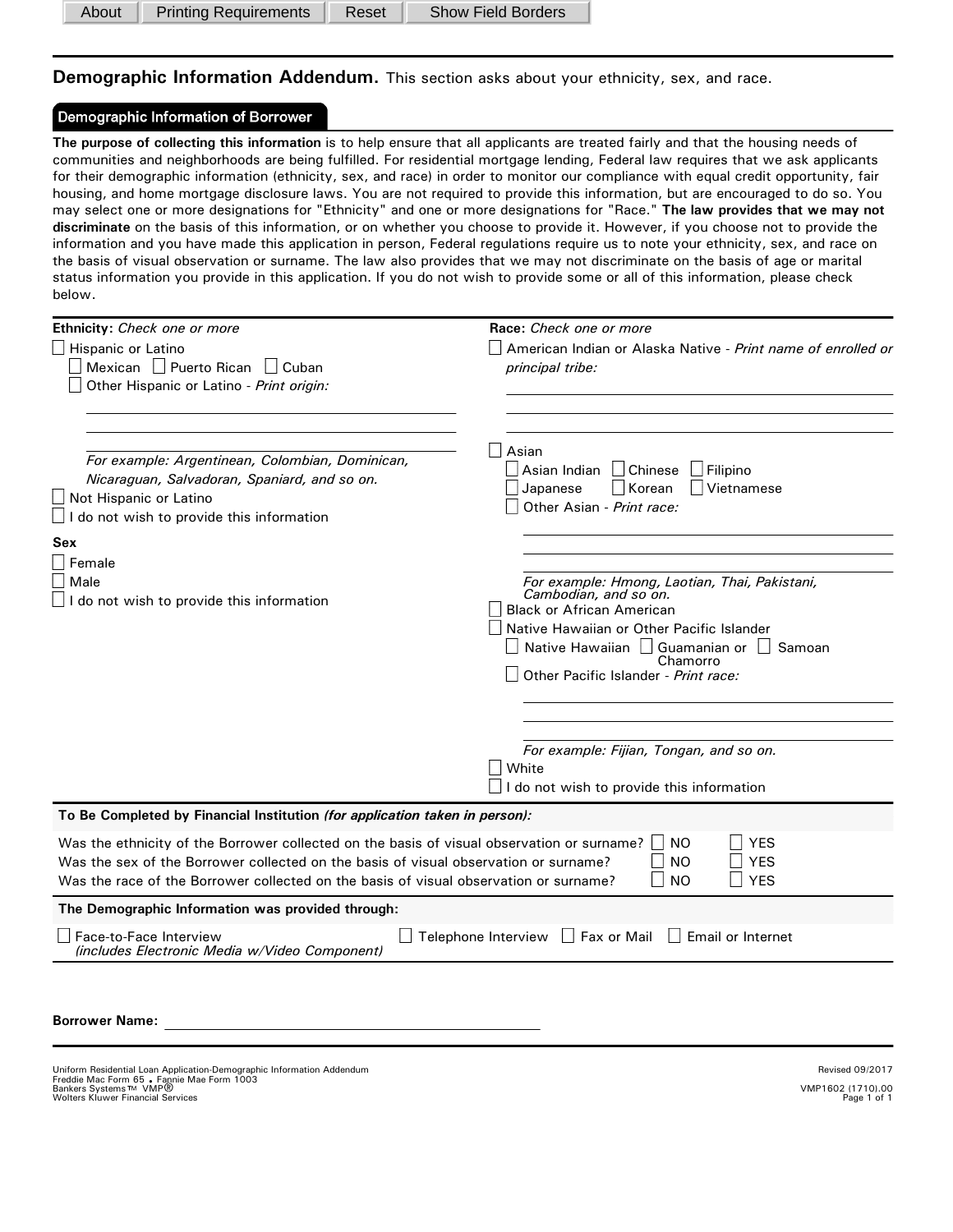About | Printing Requirements | Reset | Show Field Borders

## **Demographic Information Addendum.** This section asks about your ethnicity, sex, and race.

### Demographic Information of Borrower

**The purpose of collecting this information** is to help ensure that all applicants are treated fairly and that the housing needs of communities and neighborhoods are being fulfilled. For residential mortgage lending, Federal law requires that we ask applicants for their demographic information (ethnicity, sex, and race) in order to monitor our compliance with equal credit opportunity, fair housing, and home mortgage disclosure laws. You are not required to provide this information, but are encouraged to do so. You may select one or more designations for "Ethnicity" and one or more designations for "Race." **The law provides that we may not discriminate** on the basis of this information, or on whether you choose to provide it. However, if you choose not to provide the information and you have made this application in person, Federal regulations require us to note your ethnicity, sex, and race on the basis of visual observation or surname. The law also provides that we may not discriminate on the basis of age or marital status information you provide in this application. If you do not wish to provide some or all of this information, please check below.

**Ethnicity:** *Check one or more*

- ☐ Hispanic or Latino
  - ☐ Mexican ☐ Puerto Rican ☐ Cuban
  - ☐ Other Hispanic or Latino - *Print origin:*

    ______________________________

    ______________________________

    ______________________________

    *For example: Argentinean, Colombian, Dominican, Nicaraguan, Salvadoran, Spaniard, and so on.*
- ☐ Not Hispanic or Latino
- ☐ I do not wish to provide this information

**Sex**

- ☐ Female
- ☐ Male
- ☐ I do not wish to provide this information

**Race:** *Check one or more*

- ☐ American Indian or Alaska Native - *Print name of enrolled or principal tribe:*

  ______________________________

  ______________________________

  ______________________________
- ☐ Asian
  - ☐ Asian Indian ☐ Chinese ☐ Filipino
  - ☐ Japanese ☐ Korean ☐ Vietnamese
  - ☐ Other Asian - *Print race:*

    ______________________________

    ______________________________

    *For example: Hmong, Laotian, Thai, Pakistani, Cambodian, and so on.*
- ☐ Black or African American
- ☐ Native Hawaiian or Other Pacific Islander
  - ☐ Native Hawaiian ☐ Guamanian or Chamorro ☐ Samoan
  - ☐ Other Pacific Islander - *Print race:*

    ______________________________

    ______________________________

    ______________________________

    *For example: Fijian, Tongan, and so on.*
- ☐ White
- ☐ I do not wish to provide this information

**To Be Completed by Financial Institution** ***(for application taken in person):***

| Question | | |
|---|---|---|
| Was the ethnicity of the Borrower collected on the basis of visual observation or surname? | ☐ NO | ☐ YES |
| Was the sex of the Borrower collected on the basis of visual observation or surname? | ☐ NO | ☐ YES |
| Was the race of the Borrower collected on the basis of visual observation or surname? | ☐ NO | ☐ YES |

**The Demographic Information was provided through:**

☐ Face-to-Face Interview *(includes Electronic Media w/Video Component)* ☐ Telephone Interview ☐ Fax or Mail ☐ Email or Internet

**Borrower Name:** ______________________________

Uniform Residential Loan Application-Demographic Information Addendum
Freddie Mac Form 65 • Fannie Mae Form 1003
Bankers Systems™ VMP®
Wolters Kluwer Financial Services

Revised 09/2017
VMP1602 (1710).00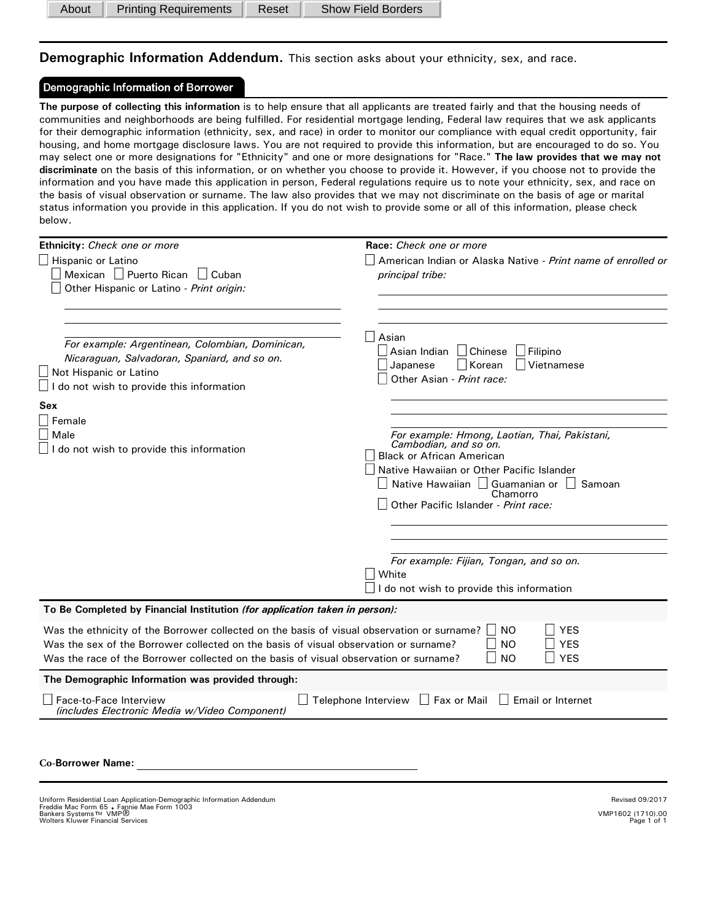About | Printing Requirements | Reset | Show Field Borders

## Demographic Information Addendum.

This section asks about your ethnicity, sex, and race.

### Demographic Information of Borrower

**The purpose of collecting this information** is to help ensure that all applicants are treated fairly and that the housing needs of communities and neighborhoods are being fulfilled. For residential mortgage lending, Federal law requires that we ask applicants for their demographic information (ethnicity, sex, and race) in order to monitor our compliance with equal credit opportunity, fair housing, and home mortgage disclosure laws. You are not required to provide this information, but are encouraged to do so. You may select one or more designations for "Ethnicity" and one or more designations for "Race." **The law provides that we may not discriminate** on the basis of this information, or on whether you choose to provide it. However, if you choose not to provide the information and you have made this application in person, Federal regulations require us to note your ethnicity, sex, and race on the basis of visual observation or surname. The law also provides that we may not discriminate on the basis of age or marital status information you provide in this application. If you do not wish to provide some or all of this information, please check below.

**Ethnicity:** *Check one or more*

- ☐ Hispanic or Latino
  - ☐ Mexican ☐ Puerto Rican ☐ Cuban
  - ☐ Other Hispanic or Latino - *Print origin:*

    ______________________________

    ______________________________

    *For example: Argentinean, Colombian, Dominican, Nicaraguan, Salvadoran, Spaniard, and so on.*
- ☐ Not Hispanic or Latino
- ☐ I do not wish to provide this information

**Sex**

- ☐ Female
- ☐ Male
- ☐ I do not wish to provide this information

**Race:** *Check one or more*

- ☐ American Indian or Alaska Native - *Print name of enrolled or principal tribe:*

  ______________________________

  ______________________________

  ______________________________
- ☐ Asian
  - ☐ Asian Indian ☐ Chinese ☐ Filipino
  - ☐ Japanese ☐ Korean ☐ Vietnamese
  - ☐ Other Asian - *Print race:*

    ______________________________

    ______________________________

    *For example: Hmong, Laotian, Thai, Pakistani, Cambodian, and so on.*
- ☐ Black or African American
- ☐ Native Hawaiian or Other Pacific Islander
  - ☐ Native Hawaiian ☐ Guamanian or Chamorro ☐ Samoan
  - ☐ Other Pacific Islander - *Print race:*

    ______________________________

    ______________________________

    *For example: Fijian, Tongan, and so on.*
- ☐ White
- ☐ I do not wish to provide this information

**To Be Completed by Financial Institution** ***(for application taken in person):***

| | | |
|---|---|---|
| Was the ethnicity of the Borrower collected on the basis of visual observation or surname? | ☐ NO | ☐ YES |
| Was the sex of the Borrower collected on the basis of visual observation or surname? | ☐ NO | ☐ YES |
| Was the race of the Borrower collected on the basis of visual observation or surname? | ☐ NO | ☐ YES |

**The Demographic Information was provided through:**

☐ Face-to-Face Interview *(includes Electronic Media w/Video Component)* ☐ Telephone Interview ☐ Fax or Mail ☐ Email or Internet

**Co-Borrower Name:** ______________________________

Uniform Residential Loan Application-Demographic Information Addendum
Freddie Mac Form 65 • Fannie Mae Form 1003
Bankers Systems™ VMP®
Wolters Kluwer Financial Services

Revised 09/2017
VMP1602 (1710).00